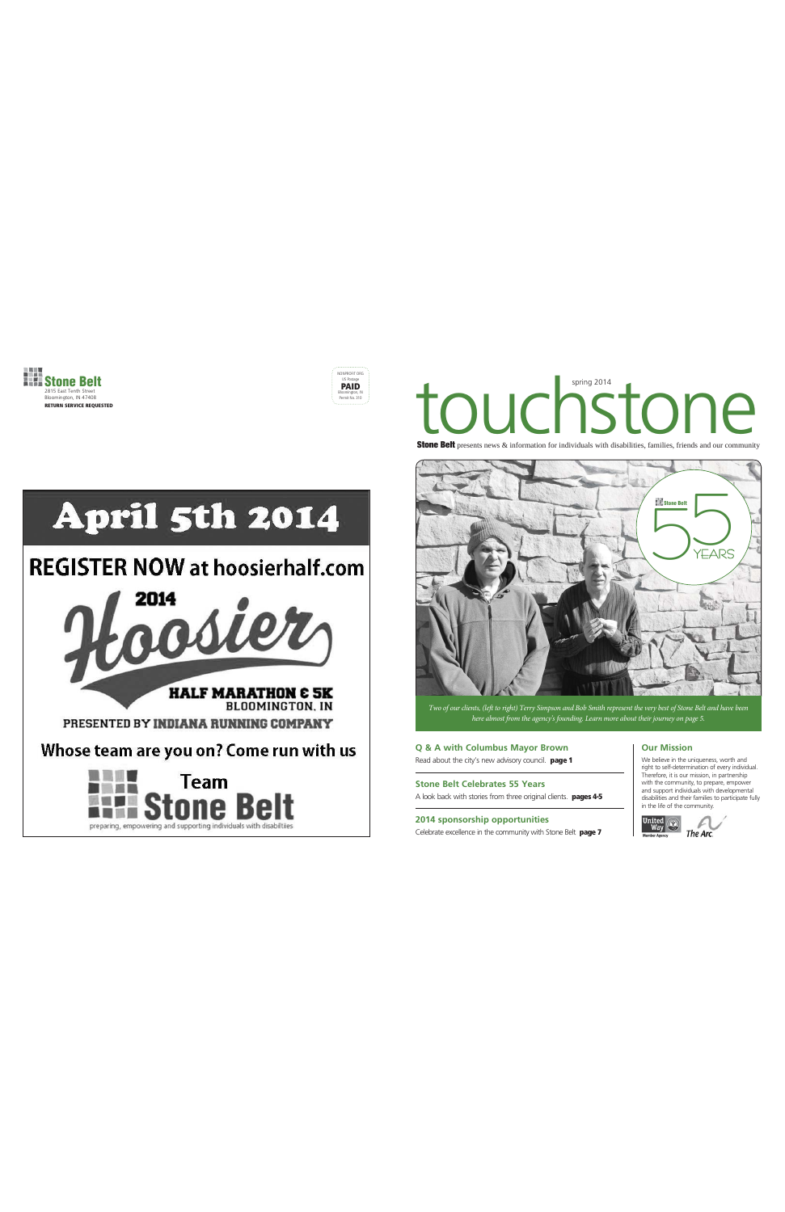**Stone Belt**
2815 East Tenth Street
Bloomington, IN 47408
**RETURN SERVICE REQUESTED**

NONPROFIT ORG
US Postage
**PAID**
Bloomington, IN
Permit No. 310

# April 5th 2014

## REGISTER NOW at hoosierhalf.com

2014 Hoosier

HALF MARATHON & 5K
BLOOMINGTON, IN

PRESENTED BY INDIANA RUNNING COMPANY

**Whose team are you on? Come run with us**

Team Stone Belt

preparing, empowering and supporting individuals with disabilities

---

spring 2014

# touchstone

**Stone Belt** presents news & information for individuals with disabilities, families, friends and our community

Stone Belt 55 YEARS

*Two of our clients, (left to right) Terry Simpson and Bob Smith represent the very best of Stone Belt and have been here almost from the agency's founding. Learn more about their journey on page 5.*

### Q & A with Columbus Mayor Brown

Read about the city's new advisory council. **page 1**

### Stone Belt Celebrates 55 Years

A look back with stories from three original clients. **pages 4-5**

### 2014 sponsorship opportunities

Celebrate excellence in the community with Stone Belt **page 7**

### Our Mission

We believe in the uniqueness, worth and right to self-determination of every individual. Therefore, it is our mission, in partnership with the community, to prepare, empower and support individuals with developmental disabilities and their families to participate fully in the life of the community.

United Way Member Agency

The Arc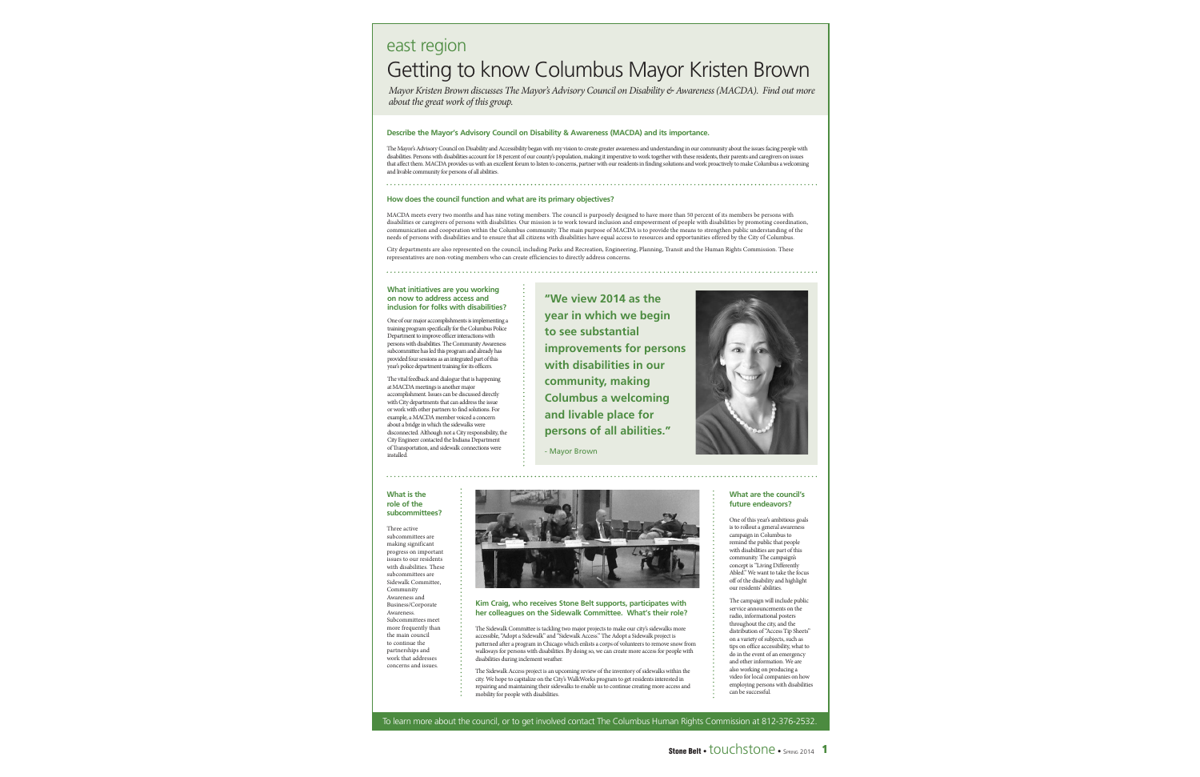east region

# Getting to know Columbus Mayor Kristen Brown

*Mayor Kristen Brown discusses The Mayor's Advisory Council on Disability & Awareness (MACDA). Find out more about the great work of this group.*

### Describe the Mayor's Advisory Council on Disability & Awareness (MACDA) and its importance.

The Mayor's Advisory Council on Disability and Accessibility began with my vision to create greater awareness and understanding in our community about the issues facing people with disabilities. Persons with disabilities account for 18 percent of our country's population, making it imperative to work together with these residents, their parents and caregivers on issues that affect them. MACDA provides us with an excellent forum to listen to concerns, partner with our residents in finding solutions and work proactively to make Columbus a welcoming and livable community for persons of all abilities.

### How does the council function and what are its primary objectives?

MACDA meets every two months and has nine voting members. The council is purposely designed to have more than 50 percent of its members be persons with disabilities or caregivers of persons with disabilities. Our mission is to work toward inclusion and empowerment of people with disabilities by promoting coordination, communication and cooperation within the Columbus community. The main purpose of MACDA is to provide the means to strengthen public understanding of the needs of persons with disabilities and to ensure that all citizens with disabilities have equal access to resources and opportunities offered by the City of Columbus.

City departments are also represented on the council, including Parks and Recreation, Engineering, Planning, Transit and the Human Rights Commission. These representatives are non-voting members who can create efficiencies to directly address concerns.

### What initiatives are you working on now to address access and inclusion for folks with disabilities?

One of our major accomplishments is implementing a training program specifically for the Columbus Police Department to improve officer interactions with persons with disabilities. The Community Awareness subcommittee has led this program and already has provided four sessions as an integrated part of this year's police department training for its officers.

The vital feedback and dialogue that is happening at MACDA meetings is another major accomplishment. Issues can be discussed directly with City departments that can address the issue or work with other partners to find solutions. For example, a MACDA member voiced a concern about a bridge in which the sidewalks were disconnected. Although not a City responsibility, the City Engineer contacted the Indiana Department of Transportation, and sidewalk connections were installed.

**"We view 2014 as the year in which we begin to see substantial improvements for persons with disabilities in our community, making Columbus a welcoming and livable place for persons of all abilities."**

- Mayor Brown

### What is the role of the subcommittees?

Three active subcommittees are making significant progress on important issues to our residents with disabilities. These subcommittees are Sidewalk Committee, Community Awareness and Business/Corporate Awareness. Subcommittees meet more frequently than the main council to continue the partnerships and work that addresses concerns and issues.

### Kim Craig, who receives Stone Belt supports, participates with her colleagues on the Sidewalk Committee. What's their role?

The Sidewalk Committee is tackling two major projects to make our city's sidewalks more accessible, "Adopt a Sidewalk" and "Sidewalk Access." The Adopt a Sidewalk project is patterned after a program in Chicago which enlists a corps of volunteers to remove snow from walkways for persons with disabilities. By doing so, we can create more access for people with disabilities during inclement weather.

The Sidewalk Access project is an upcoming review of the inventory of sidewalks within the city. We hope to capitalize on the City's WalkWorks program to get residents interested in repairing and maintaining their sidewalks to enable us to continue creating more access and mobility for people with disabilities.

### What are the council's future endeavors?

One of this year's ambitious goals is to rollout a general awareness campaign in Columbus to remind the public that people with disabilities are part of this community. The campaign's concept is "Living Differently Abled." We want to take the focus off of the disability and highlight our residents' abilities.

The campaign will include public service announcements on the radio, informational posters throughout the city, and the distribution of "Access Tip Sheets" on a variety of subjects, such as tips on office accessibility, what to do in the event of an emergency and other information. We are also working on producing a video for local companies on how employing persons with disabilities can be successful.

To learn more about the council, or to get involved contact The Columbus Human Rights Commission at 812-376-2532.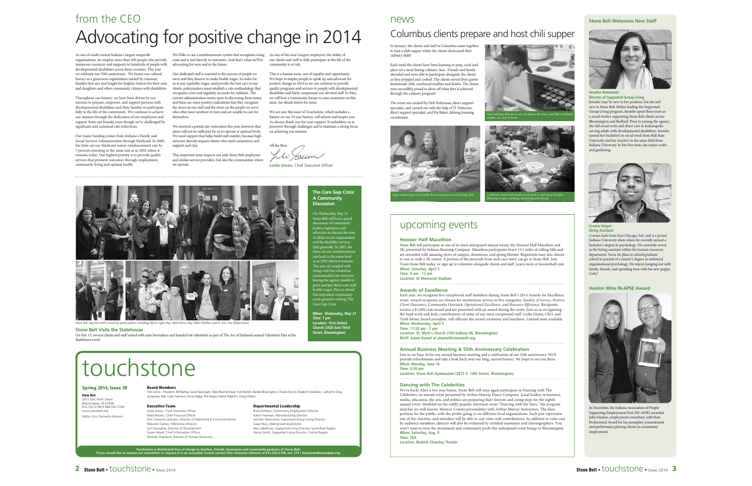## from the CEO

# Advocating for positive change in 2014

As one of south central Indiana's largest nonprofit organizations, we employ more than 450 people who provide numerous resources and supports to hundreds of people with developmental disabilities across three counties. This year we celebrate our 55th anniversary. We honor our cultural history as a grassroots organization started by visionary families that saw and fought for brighter futures for their sons and daughters and other community citizens with disabilities.

Throughout our history, we have been driven by our mission to prepare, empower, and support persons with developmental disabilities and their families to participate fully in the life of the community. We continue to achieve our mission through the dedication of our employees and support from our friends, even though we're challenged by significant and sustained rate reductions.

Our major funding comes from Indiana's Family and Social Services Administration through Medicaid. In 2009, the State cut our Medicaid waiver reimbursement rate by 7 percent returning to the same rate as in 2002 where it remains today. Our highest priority is to provide quality services that promote outcomes through employment, community living and optimal health.

We'd like to see a reimbursement system that recognizes rising costs and is tied directly to outcomes. And that's what we'll be advocating for now and in the future.

Our dedicated staff is essential to the success of people we serve and they deserve to make livable wages. In order for us to pay equitable wages, and provide the best care to our clients, policymakers must establish a rate methodology that recognizes costs and regularly accounts for inflation. The current administration seems open to discussing these issues, and there are some positive indications that they recognize the stress on our staff and the stress on the people we serve who often have nowhere to turn and are unable to care for themselves.

We received a partial rate restoration this year, however that alone will not be sufficient for us to operate at optimal levels. We need support that helps build staff stability, because high turnover directly impacts clients who need consistency and support each day.

This important issue impacts not only Stone Belt employees and similar service providers, but also the communities where we operate.

As one of the area's largest employers, the ability of our clients and staff to fully participate in the life of the community is at risk.

This is a human issue, one of equality and opportunity. We hope to inspire people to speak up and advocate for positive change in 2014 so we can continue to provide quality programs and services to people with developmental disabilities and fairly compensate our devoted staff. In May, we will host a community forum to raise awareness on this issue. See details below for more.

We are sure this issue of Touchstone, which includes a feature on our 55 year history, will inform and inspire you. As always, thank you for your support. It emboldens us to persevere through challenges and to maintain a strong focus on achieving our mission.

All the Best,

**Leslie Green**, Chief Executive Officer

*Stone Belt staff met with several key policymakers including (left to right) Rep. Matt Pierce, Rep. Matt Ubelhor, and Lt. Gov. Sue Ellspermann.*

### Stone Belt Visits the Statehouse

On Feb. 13, several clients and staff visited with state lawmakers and handed out valentine's as part of The Arc of Indiana's annual Valentine's Day at the Statehouse event.

### The Care Gap Crisis: A Community Discussion

On Wednesday, May 21 Stone Belt will host a panel discussion of community leaders, legislators and advocates to discuss the state of affairs in our organization and the disability services field generally. In 2007, the State cut our reimbursement rate back to the same level as in 2002 where it remains. The rate cut coupled with rising costs has created an unsustainable rate structure leaving the agency unable to grow and pay direct care staff livable wages. Plan to attend this important community event geared to solving The Care Gap Crisis.

**When: Wednesday, May 21**
**Time: 7 pm**
**Location: First United Church (2420 East Third Street, Bloomington)**

# touchstone

### Spring 2014, Issue 39

**Stone Belt**
2815 East Tenth Street
Bloomington, IN 47408
812.332.2168 • 888.332.2168
www.stonebelt.org

Editor: Kim Clements-Johnson

### Board Members

Trish Ierino - President, Bill Bartley, Sarah Baumgart, Nola Bloemendaal, Vicki Borelli, Natalie Brewington, Charles Burch, Elizabeth Davidson, Catherine Gray, Jacqueline Hall, Justin Harrison, Anne Higley, Phil Meyer, Patrick Robbins, Doug Wilson.

### Executive Team

Leslie Green, Chief Executive Officer
Ward Brown, Chief Financial Officer
Kim Clements-Johnson, Director of Marketing & Communications
Maureen Gahan, Milestones Director
Lori Garnaghty, Director of Development
Susan Hoard, Chief Information Officer
Michele Shepherd, Director of Human Resources

### Departmental Leadership

Britta DeWees, Community Employment Director
Karen Freeman, Manufacturing Director
Jennifer Hammond, Supervised Group Living Director
Susan Russ, Lifelong Learning Director
Ilese Sabelhaus, Supported Living Director, South/East Region
Nancy Smith, Supported Living Director, Central Region

**Touchstone is distributed free of charge to families, friends, businesses and community partners of Stone Belt. If you would like to receive our newsletter or request it in an accessible format contact Kim Clements-Johnson at 812-332-2168, ext. 273 / kclements@stonebelt.org.**

## news

## Columbus clients prepare and host chili supper

In January, the clients and staff in Columbus came together to host a chili supper where the clients showcased their culinary skills!

Each week the clients have been learning to prep, cook and place set a meal during culinary class. Friends and family attended and were able to participate alongside the clients as they prepped and cooked. The clients served their guests homemade chili, cornbread muffins and drinks. The clients were incredibly proud to show off what they'd achieved through the culinary program!

The event was created by Deb Federman, direct support specialist, and carried out with the help of JT Patterson, direct support specialist, and Pat Baker, lifelong learning coordinator.

*Nick realizing that stoves are not always the same, and that cornbread muffins are easy to burn!*

*Angie explaining to her family the intricate process of making chili.*

*A delicious meal with family and friends is well-deserved after following recipes, scooping, measuring and mixing.*

## upcoming events

### Hoosier Half Marathon

Stone Belt will participate in one of its most anticipated annual events, the Hoosier Half Marathon and 5K, presented by Indiana Running Company. Marathon participants brave 13.1 miles of rolling hills and are rewarded with amazing views of campus, downtown, and spring blooms. Registrants may also choose to run or walk a 5K course. A portion of the proceeds from each race entry can go to Stone Belt. Join Team Stone Belt today, or sign up to volunteer alongside clients and staff. Learn more at hoosierhalf.com.

**When: Saturday, April 5**
**Time: 8 am - 12 pm**
**Location: IU Memorial Stadium**

### Awards of Excellence

Each year, we recognize five exceptional staff members during Stone Belt's 2014 Awards for Excellence event. Award recipients are chosen for meritorious service in five categories: *Quality of Service, Positive Client Outcomes, Community Outreach, Operational Excellence, and Resource Efficiency.* Recipients receive a $1,000 cash award and are presented with an award during the event. Join us in recognizing the hard work and daily contributions of some of our most exceptional staff. Leslie Green, CEO, and Trish Ierino, board president, will officiate the award ceremony and luncheon. Limited seats available.

**When: Wednesday, April 9**
**Time: 11:30 am - 2 pm**
**Location: St. Mark's Church (100 Indiana 46, Bloomington)**
**RSVP: Adam Hamel at ahamel@stonebelt.org**

### Annual Business Meeting & 55th Anniversary Celebration

Join us on June 16 for our annual business meeting and a celebration of our 55th anniversary. We'll provide refreshments and take a look back over our long, storied history. We hope to see you there.

**When: Monday, June 16**
**Time: 6:30 pm**
**Location: Stone Belt Gymnasium (2815 E. 10th Street, Bloomington)**

### Dancing with The Celebrities

We're back! After a two year hiatus, Stone Belt will once again participate in Dancing with The Celebrities, an annual event presented by Arthur Murray Dance Company. Local leaders in business, media, education, the arts, and politics are preparing their foxtrots and swing steps for the eighth annual event. Modeled on the wildly popular television series "Dancing with the Stars," the program matches six well-known Monroe County personalities with Arthur Murray Instructors. The duos perform for the public, with the profits going to six different local organizations. Each pair represents one of the charities, and attendees will be able to cast votes with contributions. In addition to votes cast by audience members, dancers will also be evaluated by certified examiners and choreographers. You won't want to miss the excitement and community pride this anticipated event brings to Bloomington.

**When: Saturday, Aug. 9**
**Time: TBA**
**Location: Buskirk Chumley Theater**

### Stone Belt Welcomes New Staff

**Jennifer Hammond - Director of Supported Group Living**

Jennifer may be new to her position, but she isn't new to Stone Belt. Before leading the Supported Group Living program, Jennifer spent three years as a social worker supporting Stone Belt clients across Bloomington and Bedford. Prior to joining the agency, she did social work and direct care in Indianapolis serving adults with developmental disabilities. Jennifer earned her bachelor's in social work from Ball State University and her master's in the same field from Indiana University. In her free time, she enjoys crafts and gardening.

**Creonn Harper - Hiring Assistant**

Creonn hails from East Chicago, Ind. and is a proud Indiana University alum where he recently earned a bachelor's degree in psychology. He currently serves as the hiring assistant within the human resources department. Soon, he plans to attend graduate school in pursuit of a master's degree in industrial organizational psychology. He enjoys hanging out with family, friends, and spending time with his new puppy, Coby!

### Hanlon Wins IN-APSE Award

In December, the Indiana Association of People Supporting Employment First (IN-APSE) awarded John Hanlon, employment consultant, with their Professional Award for his exemplary commitment and performance placing clients in community employment.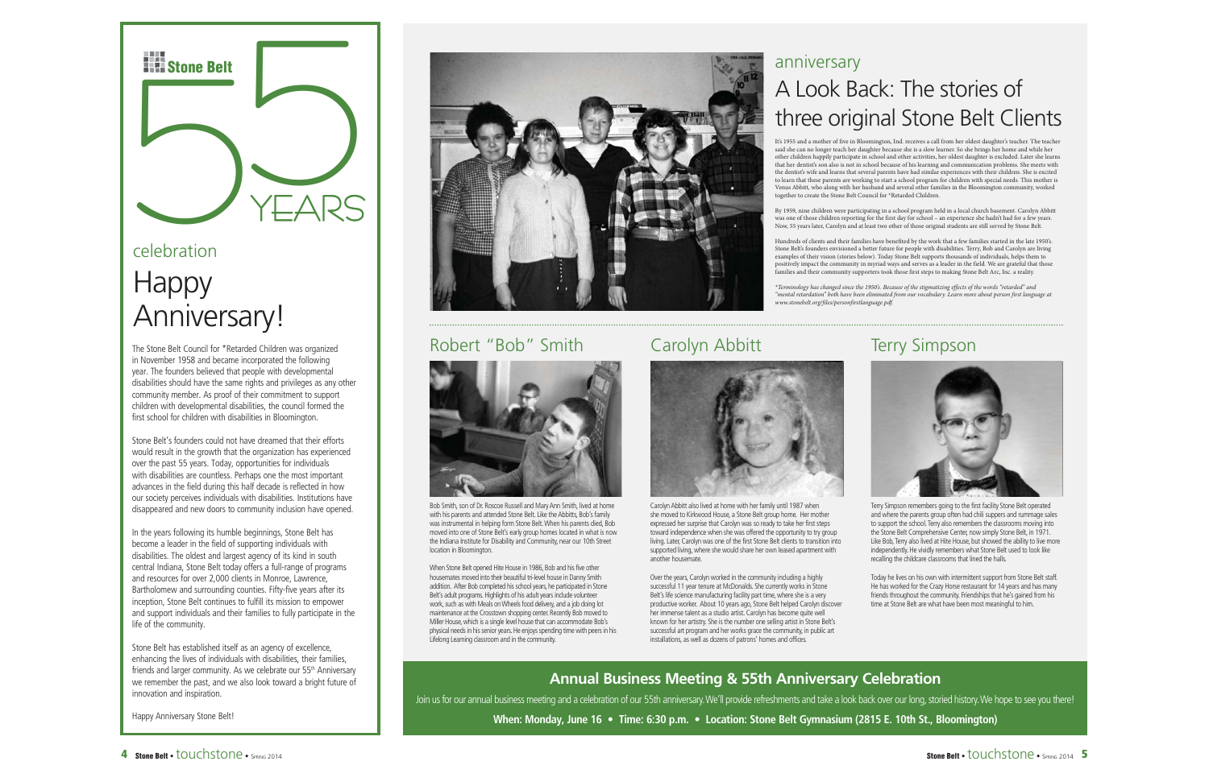# Stone Belt 55 YEARS

## celebration

# Happy Anniversary!

The Stone Belt Council for *Retarded Children was organized in November 1958 and became incorporated the following year. The founders believed that people with developmental disabilities should have the same rights and privileges as any other community member. As proof of their commitment to support children with developmental disabilities, the council formed the first school for children with disabilities in Bloomington.

Stone Belt's founders could not have dreamed that their efforts would result in the growth that the organization has experienced over the past 55 years. Today, opportunities for individuals with disabilities are countless. Perhaps one the most important advances in the field during this half decade is reflected in how our society perceives individuals with disabilities. Institutions have disappeared and new doors to community inclusion have opened.

In the years following its humble beginnings, Stone Belt has become a leader in the field of supporting individuals with disabilities. The oldest and largest agency of its kind in south central Indiana, Stone Belt today offers a full-range of programs and resources for over 2,000 clients in Monroe, Lawrence, Bartholomew and surrounding counties. Fifty-five years after its inception, Stone Belt continues to fulfill its mission to empower and support individuals and their families to fully participate in the life of the community.

Stone Belt has established itself as an agency of excellence, enhancing the lives of individuals with disabilities, their families, friends and larger community. As we celebrate our 55th Anniversary we remember the past, and we also look toward a bright future of innovation and inspiration.

Happy Anniversary Stone Belt!

## anniversary

# A Look Back: The stories of three original Stone Belt Clients

It's 1955 and a mother of five in Bloomington, Ind. receives a call from her oldest daughter's teacher. The teacher said she can no longer teach her daughter because she is a slow learner. So she brings her home and while her other children happily participate in school and other activities, her oldest daughter is excluded. Later she learns that her dentist's son also is not in school because of his learning and communication problems. She meets with the dentist's wife and learns that several parents have had similar experiences with their children. She is excited to learn that these parents are working to start a school program for children with special needs. This mother is Venus Abbitt, who along with her husband and several other families in the Bloomington community, worked together to create the Stone Belt Council for *Retarded Children.

By 1959, nine children were participating in a school program held in a local church basement. Carolyn Abbitt was one of those children reporting for the first day for school – an experience she hadn't had for a few years. Now, 55 years later, Carolyn and at least two other of those original students are still served by Stone Belt.

Hundreds of clients and their families have benefited by the work that a few families started in the late 1950's. Stone Belt's founders envisioned a better future for people with disabilities. Terry, Bob and Carolyn are living examples of their vision (stories below). Today Stone Belt supports thousands of individuals, helps them to positively impact the community in myriad ways and serves as a leader in the field. We are grateful that those families and their community supporters took those first steps to making Stone Belt Arc, Inc. a reality.

*\*Terminology has changed since the 1950's. Because of the stigmatizing effects of the words "retarded" and "mental retardation" both have been eliminated from our vocabulary. Learn more about person first language at www.stonebelt.org/files/personfirstlanguage.pdf.*

## Robert "Bob" Smith

Bob Smith, son of Dr. Roscoe Russell and Mary Ann Smith, lived at home with his parents and attended Stone Belt. Like the Abbitts, Bob's family was instrumental in helping form Stone Belt. When his parents died, Bob moved into one of Stone Belt's early group homes located in what is now the Indiana Institute for Disability and Community, near our 10th Street location in Bloomington.

When Stone Belt opened Hite House in 1986, Bob and his five other housemates moved into their beautiful tri-level house in Danny Smith addition. After Bob completed his school years, he participated in Stone Belt's adult programs. Highlights of his adult years include volunteer work, such as with Meals on Wheels food delivery, and a job doing lot maintenance at the Crosstown shopping center. Recently Bob moved to Miller House, which is a single level house that can accommodate Bob's physical needs in his senior years. He enjoys spending time with peers in his Lifelong Learning classroom and in the community.

## Carolyn Abbitt

Carolyn Abbitt also lived at home with her family until 1987 when she moved to Kirkwood House, a Stone Belt group home. Her mother expressed her surprise that Carolyn was so ready to take her first steps toward independence when she was offered the opportunity to try group living. Later, Carolyn was one of the first Stone Belt clients to transition into supported living, where she would share her own leased apartment with another housemate.

Over the years, Carolyn worked in the community including a highly successful 11 year tenure at McDonalds. She currently works in Stone Belt's life science manufacturing facility part time, where she is a very productive worker. About 10 years ago, Stone Belt helped Carolyn discover her immense talent as a studio artist. Carolyn has become quite well known for her artistry. She is the number one selling artist in Stone Belt's successful art program and her works grace the community, in public art installations, as well as dozens of patrons' homes and offices.

## Terry Simpson

Terry Simpson remembers going to the first facility Stone Belt operated and where the parents group often had chili suppers and rummage sales to support the school. Terry also remembers the classrooms moving into the Stone Belt Comprehensive Center, now simply Stone Belt, in 1971. Like Bob, Terry also lived at Hite House, but showed the ability to live more independently. He vividly remembers what Stone Belt used to look like recalling the childcare classrooms that lined the halls.

Today he lives on his own with intermittent support from Stone Belt staff. He has worked for the Crazy Horse restaurant for 14 years and has many friends throughout the community. Friendships that he's gained from his time at Stone Belt are what have been most meaningful to him.

## Annual Business Meeting & 55th Anniversary Celebration

Join us for our annual business meeting and a celebration of our 55th anniversary. We'll provide refreshments and take a look back over our long, storied history. We hope to see you there!

**When: Monday, June 16 • Time: 6:30 p.m. • Location: Stone Belt Gymnasium (2815 E. 10th St., Bloomington)**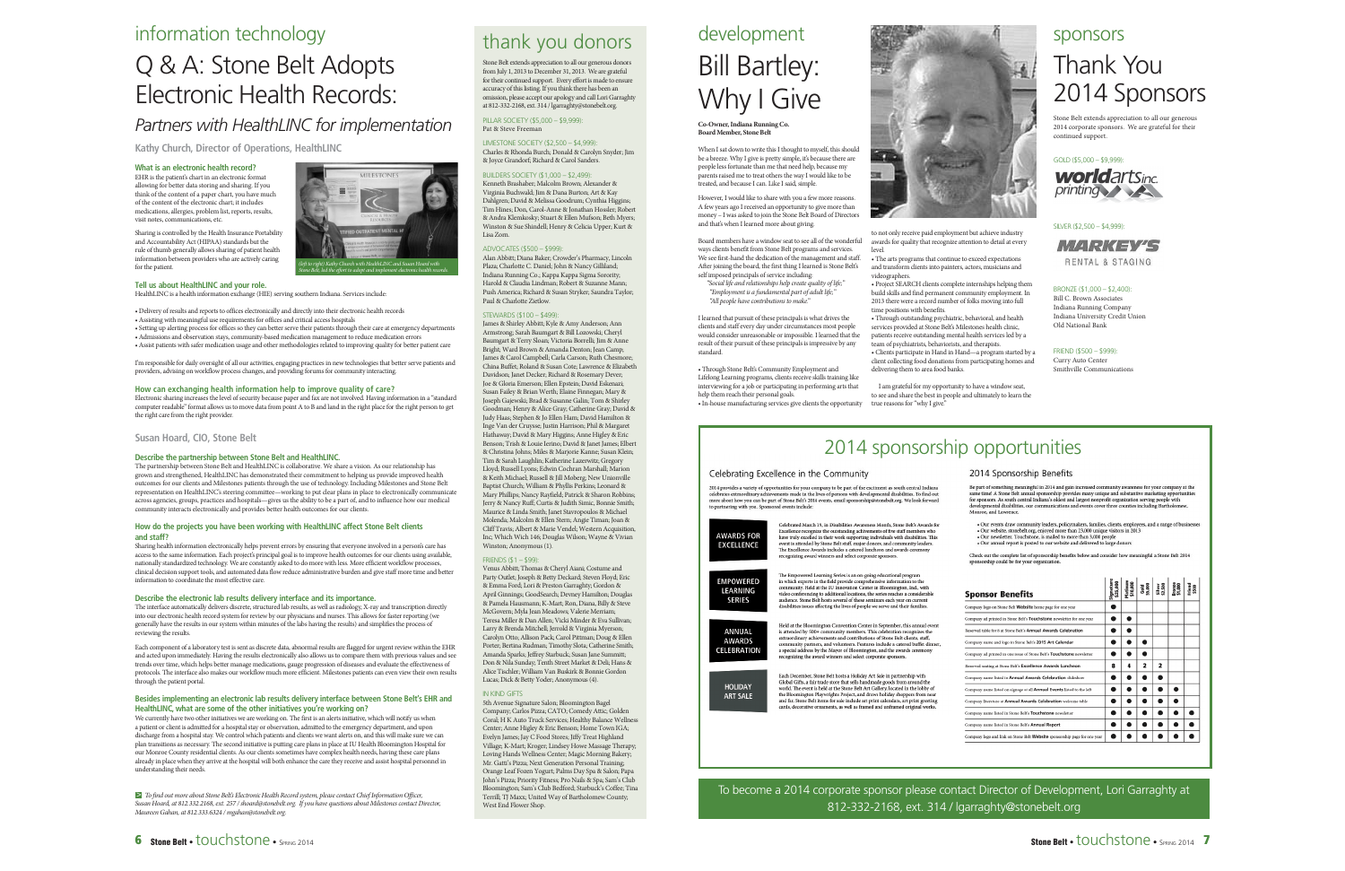# information technology

# Q & A: Stone Belt Adopts Electronic Health Records:

## *Partners with HealthLINC for implementation*

**Kathy Church, Director of Operations, HealthLINC**

### What is an electronic health record?

EHR is the patient's chart in an electronic format allowing for better data storing and sharing. If you think of the content of a paper chart, you have much of the content of the electronic chart; it includes medications, allergies, problem list, reports, results, visit notes, communications, etc.

Sharing is controlled by the Health Insurance Portability and Accountability Act (HIPAA) standards but the rule of thumb generally allows sharing of patient health information between providers who are actively caring for the patient.

*(left to right) Kathy Church with HealthLINC and Susan Hoard with Stone Belt, led the effort to adopt and implement electronic health records.*

### Tell us about HealthLINC and your role.

HealthLINC is a health information exchange (HIE) serving southern Indiana. Services include:

- Delivery of results and reports to offices electronically and directly into their electronic health records
- Assisting with meaningful use requirements for offices and critical access hospitals
- Setting up alerting process for offices so they can better serve their patients through their care at emergency departments
- Admissions and observation stays, community-based medication management to reduce medication errors
- Assist patients with safer medication usage and other methodologies related to improving quality for better patient care

I'm responsible for daily oversight of all our activities, engaging practices in new technologies that better serve patients and providers, advising on workflow process changes, and providing forums for community interacting.

### How can exchanging health information help to improve quality of care?

Electronic sharing increases the level of security because paper and fax are not involved. Having information in a "standard computer readable" format allows us to move data from point A to B and land in the right place for the right person to get the right care from the right provider.

**Susan Hoard, CIO, Stone Belt**

### Describe the partnership between Stone Belt and HealthLINC.

The partnership between Stone Belt and HealthLINC is collaborative. We share a vision. As our relationship has grown and strengthened, HealthLINC has demonstrated their commitment to helping us provide improved health outcomes for our clients and Milestones patients through the use of technology. Including Milestones and Stone Belt representation on HealthLINC's steering committee—working to put clear plans in place to electronically communicate across agencies, groups, practices and hospitals—gives us the ability to be a part of, and to influence how our medical community interacts electronically and provides better health outcomes for our clients.

### How do the projects you have been working with HealthLINC affect Stone Belt clients and staff?

Sharing health information electronically helps prevent errors by ensuring that everyone involved in a person's care has access to the same information. Each project's principal goal is to improve health outcomes for our clients using available, nationally standardized technology. We are constantly asked to do more with less. More efficient workflow processes, clinical decision support tools, and automated data flow reduce administrative burden and give staff more time and better information to coordinate the most effective care.

### Describe the electronic lab results delivery interface and its importance.

The interface automatically delivers discrete, structured lab results, as well as radiology, X-ray and transcription directly into our electronic health record system for review by our physicians and nurses. This allows for faster reporting (we generally have the results in our system within minutes of the labs having the results) and simplifies the process of reviewing the results.

Each component of a laboratory test is sent as discrete data, abnormal results are flagged for urgent review within the EHR and acted upon immediately. Having the results electronically also allows us to compare them with previous values and see trends over time, which helps better manage medications, gauge progression of diseases and evaluate the effectiveness of protocols. The interface also makes our workflow much more efficient. Milestones patients can even view their own results through the patient portal.

### Besides implementing an electronic lab results delivery interface between Stone Belt's EHR and HealthLINC, what are some of the other initiatives you're working on?

We currently have two other initiatives we are working on. The first is an alerts initiative, which will notify us when a patient or client is admitted for a hospital stay or observation, admitted to the emergency department, and upon discharge from a hospital stay. We control which patients and clients we want alerts on, and this will make sure we can plan transitions as necessary. The second initiative is putting care plans in place at IU Health Bloomington Hospital for our Monroe County residential clients. As our clients sometimes have complex health needs, having these care plans already in place when they arrive at the hospital will both enhance the care they receive and assist hospital personnel in understanding their needs.

*To find out more about Stone Belt's Electronic Health Record system, please contact Chief Information Officer, Susan Hoard, at 812.332.2168, ext. 257 / shoard@stonebelt.org. If you have questions about Milestones contact Director, Maureen Gahan, at 812.333.6324 / mgahan@stonebelt.org.*

# thank you donors

Stone Belt extends appreciation to all our generous donors from July 1, 2013 to December 31, 2013. We are grateful for their continued support. Every effort is made to ensure accuracy of this listing. If you think there has been an omission, please accept our apology and call Lori Garraghty at 812-332-2168, ext. 314 / lgarraghty@stonebelt.org.

**PILLAR SOCIETY ($5,000 – $9,999):**
Pat & Steve Freeman

**LIMESTONE SOCIETY ($2,500 – $4,999):**
Charles & Rhonda Burch; Donald & Carolyn Snyder; Jim & Joyce Grandorf; Richard & Carol Sanders

**BUILDERS SOCIETY ($1,000 – $2,499):**
Kenneth Brashaber; Malcolm Brown; Alexander & Virginia Buchwald; Jim & Dana Burton; Art & Kay Dahlgren; David & Melissa Goodrum; Cynthia Higgins; Tim Hines; Don, Carol-Anne & Jonathan Hossler; Robert & Andra Klemkosky; Stuart & Ellen Mufson; Beth Myers; Winston & Sue Shindell; Henry & Celicia Upper, Kurt & Lisa Zorn

**ADVOCATES ($500 – $999):**
Alan Abbitt; Diana Baker; Crowder's Pharmacy, Lincoln Plaza; Charlotte C. Daniel; John & Nancy Gilliland; Indiana Running Co.; Kappa Kappa Sigma Sorority; Harold & Claudia Lindman; Robert & Suzanne Mann; Push America; Richard & Susan Stryker; Saundra Taylor; Paul & Charlotte Zietlow.

**STEWARDS ($100 – $499):**
James & Shirley Abbitt; Kyle & Amy Anderson; Ann Armstrong; Sarah Baumgart & Bill Lozowski; Cheryl Baumgart & Terry Sloan; Victoria Borrelli; Jim & Anne Bright; Ward Brown & Amanda Denton; Jean Camp; James & Carol Campbell; Carla Carson; Ruth Chesmore; China Buffet; Roland & Susan Cote; Lawrence & Elizabeth Davidson; Janet Decker; Richard & Rosemary Dever; Joe & Gloria Emerson; Ellen Epstein; David Eskenazi; Susan Failey & Brian Werth; Elaine Finnegan; Mary & Joseph Gajewski; Brad & Susanne Galin; Tom & Shirley Goodman; Henry & Alice Gray; Catherine Gray; David & Judy Hass; Stephen & Jo Ellen Ham; David Hamilton & Inge Van der Cruysse; Justin Harrison; Phil & Margaret Hathaway; David & Mary Higgins; Anne Higley & Eric Benson; Trish & Louie Ierino; David & Janet James; Elbert & Christina Johns; Miles & Marjorie Kanne; Susan Klein; Tim & Sarah Laughlin; Katherine Lazewitz; Gregory Lloyd; Russell Lyons; Edwin Cochran Marshall; Marion & Keith Michael; Russell & Jill Moberg; New Unionville Baptist Church, William & Phyllis Perkins; Leonard & Mary Phillips; Nancy Rayfield; Patrick & Sharon Robbins; Jerry & Nancy Ruff; Curtis & Judith Simic, Bonnie Smith; Maurice & Linda Smith; Janet Stavropoulos & Michael Molenda; Malcolm & Ellen Stern; Angie Tirman; Joan & Cliff Travis; Albert & Marie Vendel; Western Acquisition, Inc; Which Wich 146; Douglas Wilson; Wayne & Vivian Winston; Anonymous (1).

**FRIENDS ($1 – $99):**
Venus Abbitt; Thomas & Cheryl Aiani; Costume and Party Outlet; Joseph & Betty Deckard; Steven Floyd; Eric & Emma Ford; Lori & Preston Garraghty; Gordon & April Ginnings; GoodSearch; Devney Hamilton; Douglas & Pamela Hausmann; K-Mart; Ron, Diana, Billy & Steve McGovern; Myla Jean Meadows; Valerie Merriam; Teresa Miller & Dan Allen; Vicki Minder & Eva Sullivan; Larry & Brenda Mitchell; Jerrold & Virginia Myerson; Carolyn Otto; Allison Pack; Carol Pittman; Doug & Ellen Porter; Bertina Rudman; Timothy Slota; Catherine Smith; Amanda Sparks; Jeffrey Starbuck; Susan Jane Summitt; Don & Nila Sunday; Tenth Street Market & Deli; Hans & Alice Tischler; William Van Buskirk & Bonnie Gordon Lucas; Dick & Betty Yoder; Anonymous (4).

**IN KIND GIFTS**
5th Avenue Signature Salon; Bloomington Bagel Company; Carlos Pizza; CATO; Comedy Attic; Golden Coral; H K Auto Truck Services; Healthy Balance Wellness Center; Anne Higley & Eric Benson; Home Town IGA; Evelyn James; Jay C Food Stores; Jiffy Treat Highland Village; K-Mart; Kroger; Lindsey Howe Massage Therapy; Loving Hands Wellness Center; Magic Morning Bakery; Mr. Gatti's Pizza; Next Generation Personal Training; Orange Leaf Frozen Yogurt; Palms Day Spa & Salon; Papa John's Pizza; Priority Fitness; Pro Nails & Spa; Sam's Club Bloomington; Sam's Club Bedford; Starbuck's Coffee; Tina Terrill; TJ Maxx; United Way of Bartholomew County; West End Flower Shop.

# development

# Bill Bartley: Why I Give

**Co-Owner, Indiana Running Co. Board Member, Stone Belt**

When I sat down to write this I thought to myself, this should be a breeze. Why I give is pretty simple, it's because there are people less fortunate than me that need help, because my parents raised me to treat others the way I would like to be treated, and because I can. Like I said, simple.

However, I would like to share with you a few more reasons. A few years ago I received an opportunity to give more than money – I was asked to join the Stone Belt Board of Directors and that's when I learned more about giving.

Board members have a window seat to see all of the wonderful ways clients benefit from Stone Belt programs and services. We see first-hand the dedication of the management and staff. After joining the board, the first thing I learned is Stone Belt's self imposed principals of service including:

*"Social life and relationships help create quality of life."*
*"Employment is a fundamental part of adult life."*
*"All people have contributions to make."*

I learned that pursuit of these principals is what drives the clients and staff every day under circumstances most people would consider unreasonable or impossible. I learned that the result of their pursuit of these principals is impressive by any standard.

- Through Stone Belt's Community Employment and Lifelong Learning programs, clients receive skills training like interviewing for a job or participating in performing arts that help them reach their personal goals.
- In-house manufacturing services give clients the opportunity to not only receive paid employment but achieve industry awards for quality that recognize attention to detail at every level.
- The arts programs that continue to exceed expectations and transform clients into painters, actors, musicians and videographers.
- Project SEARCH clients complete internships helping them build skills and find permanent community employment. In 2013 there were a record number of folks moving into full time positions with benefits.
- Through outstanding psychiatric, behavioral, and health services provided at Stone Belt's Milestones health clinic, patients receive outstanding mental health services led by a team of psychiatrists, behaviorists, and therapists.
- Clients participate in Hand in Hand—a program started by a client collecting food donations from participating homes and delivering them to area food banks.

I am grateful for my opportunity to have a window seat, to see and share the best in people and ultimately to learn the true reasons for "why I give."

# sponsors

# Thank You 2014 Sponsors

Stone Belt extends appreciation to all our generous 2014 corporate sponsors. We are grateful for their continued support.

**GOLD ($5,000 – $9,999):**
worldarts inc. printing

**SILVER ($2,500 – $4,999):**
MARKEY'S RENTAL & STAGING

**BRONZE ($1,000 – $2,400):**
Bill C. Brown Associates
Indiana Running Company
Indiana University Credit Union
Old National Bank

**FRIEND ($500 – $999):**
Curry Auto Center
Smithville Communications

# 2014 sponsorship opportunities

## Celebrating Excellence in the Community

2014 provides a variety of opportunities for your company to be part of the excitement as south central Indiana celebrates extraordinary achievements made in the lives of persons with developmental disabilities. To find out more about how you can be part of Stone Belt's 2014 events, email sponsorships@stonebelt.org. We look forward to partnering with you. Sponsored events include:

**AWARDS FOR EXCELLENCE**

Celebrated March 19, in Disabilities Awareness Month, Stone Belt's Awards for Excellence recognize the outstanding achievements of five staff members who have truly excelled in their work supporting individuals with disabilities. This event is attended by Stone Belt staff, major donors, and community leaders. The Excellence Awards includes a catered luncheon and awards ceremony recognizing award winners and select corporate sponsors.

**EMPOWERED LEARNING SERIES**

The Empowered Learning Series is an on-going educational program in which experts in the field provide comprehensive information to the community. Held at the IU Innovation Center in Bloomington, Ind., with video conferencing to additional locations, the series reaches a considerable audience. Stone Belt hosts several of these seminars each year on current disabilities issues affecting the lives of people we serve and their families.

**ANNUAL AWARDS CELEBRATION**

Held at the Bloomington Convention Center in September, this annual event is attended by 500+ community members. This celebration recognizes the extraordinary achievements and contributions of Stone Belt clients, staff, community partners, and volunteers. Features include a catered buffet dinner, a special address by the Mayor of Bloomington, and the awards ceremony recognizing the award winners and select corporate sponsors.

**HOLIDAY ART SALE**

Each December, Stone Belt hosts a Holiday Art Sale in partnership with Global Gifts, a fair trade store that sells handmade goods from around the world. The event is held at the Stone Belt Art Gallery, located in the lobby of the Bloomington Playwrights Project, and draws holiday shoppers from near and far. Stone Belt items for sale include art print calendars, art print greeting cards, decorative ornaments, as well as framed and unframed original works.

## 2014 Sponsorship Benefits

Be part of something meaningful in 2014 and gain increased community awareness for your company at the same time! A Stone Belt annual sponsorship provides many unique and substantive marketing opportunities for sponsors. As south central Indiana's oldest and largest nonprofit organization serving people with developmental disabilities, our communications and events cover three counties including Bartholomew, Monroe, and Lawrence.

- Our events draw community leaders, policymakers, families, clients, employees, and a range of businesses
- Our website, stonebelt.org, enjoyed more than 23,000 unique visitors in 2013
- Our newsletter, Touchstone, is mailed to more than 5,000 people
- Our annual report is posted to our website and delivered to large donors

Check out the complete list of sponsorship benefits below and consider how meaningful a Stone Belt 2014 sponsorship could be for your organization.

| Sponsor Benefits | Signature $25,000 | Platinum $10,000 | Gold $5,000 | Silver $2,500 | Bronze $1,000 | Friend $500 |
|---|---|---|---|---|---|---|
| Company logo on Stone Belt **Website** home page for one year | ● | | | | | |
| Company ad printed in Stone Belt's **Touchstone** newsletter for one year | ● | ● | | | | |
| Reserved table for 8 at Stone Belt's **Annual Awards Celebration** | ● | ● | | | | |
| Company name and logo in Stone Belt's **2015 Art Calendar** | ● | ● | ● | | | |
| Company ad printed in one issue of Stone Belt's **Touchstone** newsletter | ● | ● | ● | | | |
| Reserved seating at Stone Belt's **Excellence Awards Luncheon** | 8 | 4 | 2 | 2 | | |
| Company name listed in **Annual Awards Celebration** slideshow | ● | ● | ● | ● | | |
| Company name listed on signage at all **Annual Events** listed to the left | ● | ● | ● | ● | ● | |
| Company Showcase at **Annual Awards Celebration** welcome table | ● | ● | ● | ● | ● | |
| Company name listed in Stone Belt's **Touchstone** newsletter | ● | ● | ● | ● | ● | ● |
| Company name listed in Stone Belt's **Annual Report** | ● | ● | ● | ● | ● | ● |
| Company logo and link on Stone Belt **Website** sponsorship page for one year | ● | ● | ● | ● | ● | ● |

To become a 2014 corporate sponsor please contact Director of Development, Lori Garraghty at 812-332-2168, ext. 314 / lgarraghty@stonebelt.org